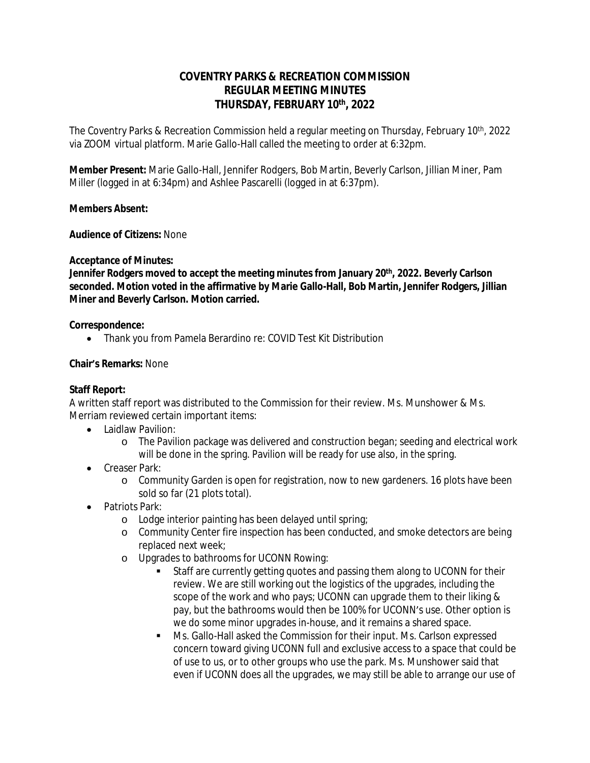# COVENTRY PARKS & RECREATION COMMISSION
## REGULAR MEETING MINUTES
## THURSDAY, FEBRUARY 10th, 2022

The Coventry Parks & Recreation Commission held a regular meeting on Thursday, February 10th, 2022 via ZOOM virtual platform. Marie Gallo-Hall called the meeting to order at 6:32pm.

**Member Present:** Marie Gallo-Hall, Jennifer Rodgers, Bob Martin, Beverly Carlson, Jillian Miner, Pam Miller (logged in at 6:34pm) and Ashlee Pascarelli (logged in at 6:37pm).

**Members Absent:**

**Audience of Citizens:** None

**Acceptance of Minutes:**
**Jennifer Rodgers moved to accept the meeting minutes from January 20th, 2022. Beverly Carlson seconded. Motion voted in the affirmative by Marie Gallo-Hall, Bob Martin, Jennifer Rodgers, Jillian Miner and Beverly Carlson. Motion carried.**

**Correspondence:**

- Thank you from Pamela Berardino re: COVID Test Kit Distribution

**Chair's Remarks:** None

**Staff Report:**
A written staff report was distributed to the Commission for their review. Ms. Munshower & Ms. Merriam reviewed certain important items:

- Laidlaw Pavilion:
  - The Pavilion package was delivered and construction began; seeding and electrical work will be done in the spring. Pavilion will be ready for use also, in the spring.
- Creaser Park:
  - Community Garden is open for registration, now to new gardeners. 16 plots have been sold so far (21 plots total).
- Patriots Park:
  - Lodge interior painting has been delayed until spring;
  - Community Center fire inspection has been conducted, and smoke detectors are being replaced next week;
  - Upgrades to bathrooms for UCONN Rowing:
    - Staff are currently getting quotes and passing them along to UCONN for their review. We are still working out the logistics of the upgrades, including the scope of the work and who pays; UCONN can upgrade them to their liking & pay, but the bathrooms would then be 100% for UCONN's use. Other option is we do some minor upgrades in-house, and it remains a shared space.
    - Ms. Gallo-Hall asked the Commission for their input. Ms. Carlson expressed concern toward giving UCONN full and exclusive access to a space that could be of use to us, or to other groups who use the park. Ms. Munshower said that even if UCONN does all the upgrades, we may still be able to arrange our use of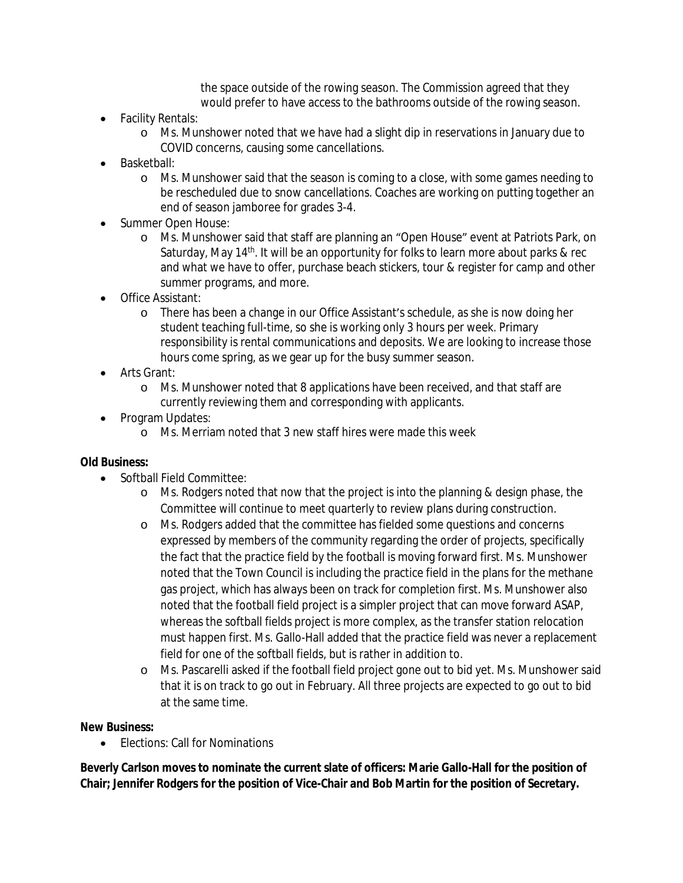the space outside of the rowing season. The Commission agreed that they would prefer to have access to the bathrooms outside of the rowing season.

- Facility Rentals:
  - Ms. Munshower noted that we have had a slight dip in reservations in January due to COVID concerns, causing some cancellations.
- Basketball:
  - Ms. Munshower said that the season is coming to a close, with some games needing to be rescheduled due to snow cancellations. Coaches are working on putting together an end of season jamboree for grades 3-4.
- Summer Open House:
  - Ms. Munshower said that staff are planning an "Open House" event at Patriots Park, on Saturday, May 14th. It will be an opportunity for folks to learn more about parks & rec and what we have to offer, purchase beach stickers, tour & register for camp and other summer programs, and more.
- Office Assistant:
  - There has been a change in our Office Assistant's schedule, as she is now doing her student teaching full-time, so she is working only 3 hours per week. Primary responsibility is rental communications and deposits. We are looking to increase those hours come spring, as we gear up for the busy summer season.
- Arts Grant:
  - Ms. Munshower noted that 8 applications have been received, and that staff are currently reviewing them and corresponding with applicants.
- Program Updates:
  - Ms. Merriam noted that 3 new staff hires were made this week

**Old Business:**

- Softball Field Committee:
  - Ms. Rodgers noted that now that the project is into the planning & design phase, the Committee will continue to meet quarterly to review plans during construction.
  - Ms. Rodgers added that the committee has fielded some questions and concerns expressed by members of the community regarding the order of projects, specifically the fact that the practice field by the football is moving forward first. Ms. Munshower noted that the Town Council is including the practice field in the plans for the methane gas project, which has always been on track for completion first. Ms. Munshower also noted that the football field project is a simpler project that can move forward ASAP, whereas the softball fields project is more complex, as the transfer station relocation must happen first. Ms. Gallo-Hall added that the practice field was never a replacement field for one of the softball fields, but is rather in addition to.
  - Ms. Pascarelli asked if the football field project gone out to bid yet. Ms. Munshower said that it is on track to go out in February. All three projects are expected to go out to bid at the same time.

**New Business:**

- Elections: Call for Nominations

**Beverly Carlson moves to nominate the current slate of officers: Marie Gallo-Hall for the position of Chair; Jennifer Rodgers for the position of Vice-Chair and Bob Martin for the position of Secretary.**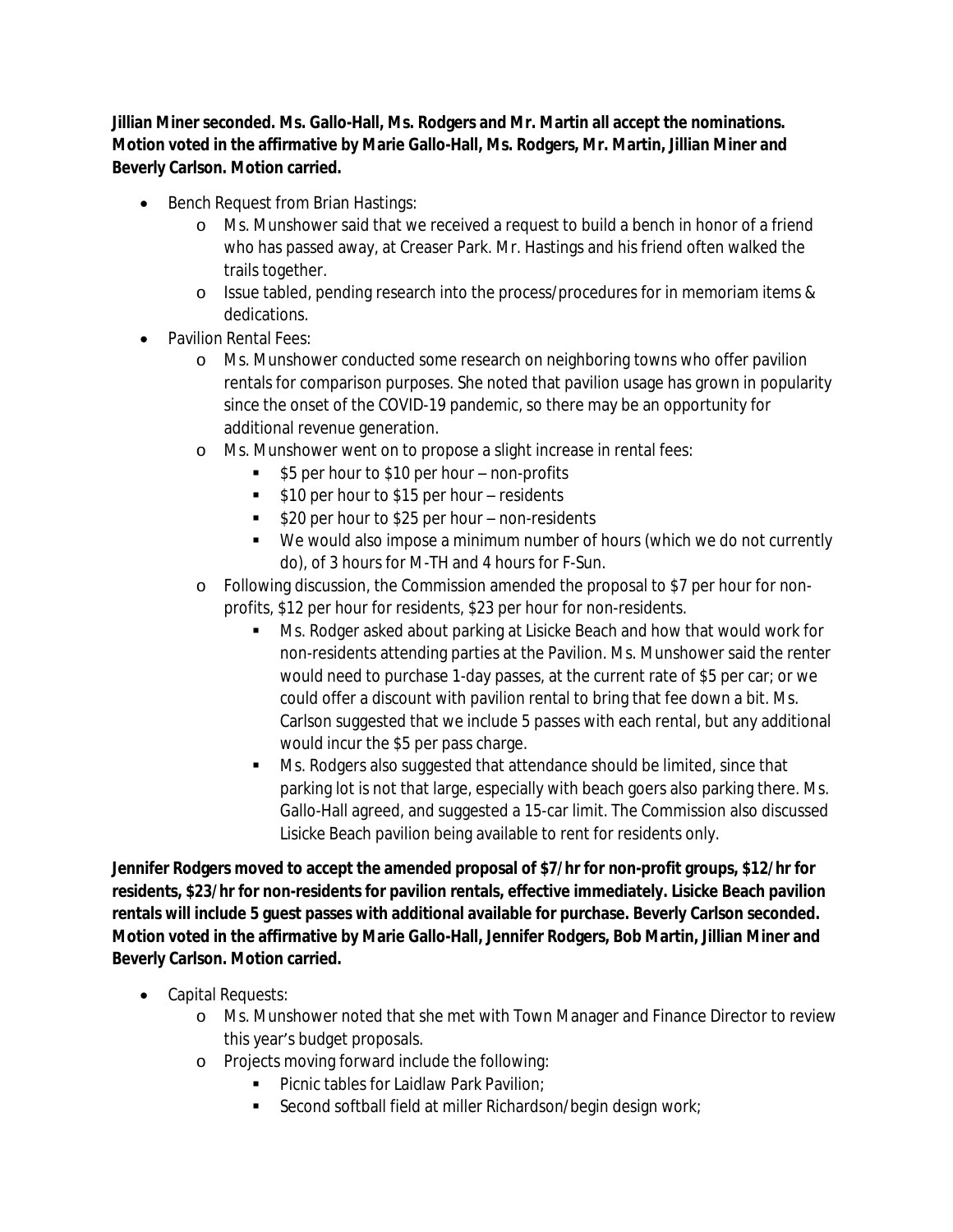**Jillian Miner seconded. Ms. Gallo-Hall, Ms. Rodgers and Mr. Martin all accept the nominations. Motion voted in the affirmative by Marie Gallo-Hall, Ms. Rodgers, Mr. Martin, Jillian Miner and Beverly Carlson. Motion carried.**

- Bench Request from Brian Hastings:
  - Ms. Munshower said that we received a request to build a bench in honor of a friend who has passed away, at Creaser Park. Mr. Hastings and his friend often walked the trails together.
  - Issue tabled, pending research into the process/procedures for in memoriam items & dedications.
- Pavilion Rental Fees:
  - Ms. Munshower conducted some research on neighboring towns who offer pavilion rentals for comparison purposes. She noted that pavilion usage has grown in popularity since the onset of the COVID-19 pandemic, so there may be an opportunity for additional revenue generation.
  - Ms. Munshower went on to propose a slight increase in rental fees:
    - $5 per hour to $10 per hour – non-profits
    - $10 per hour to $15 per hour – residents
    - $20 per hour to $25 per hour – non-residents
    - We would also impose a minimum number of hours (which we do not currently do), of 3 hours for M-TH and 4 hours for F-Sun.
  - Following discussion, the Commission amended the proposal to $7 per hour for non-profits, $12 per hour for residents, $23 per hour for non-residents.
    - Ms. Rodger asked about parking at Lisicke Beach and how that would work for non-residents attending parties at the Pavilion. Ms. Munshower said the renter would need to purchase 1-day passes, at the current rate of $5 per car; or we could offer a discount with pavilion rental to bring that fee down a bit. Ms. Carlson suggested that we include 5 passes with each rental, but any additional would incur the $5 per pass charge.
    - Ms. Rodgers also suggested that attendance should be limited, since that parking lot is not that large, especially with beach goers also parking there. Ms. Gallo-Hall agreed, and suggested a 15-car limit. The Commission also discussed Lisicke Beach pavilion being available to rent for residents only.

**Jennifer Rodgers moved to accept the amended proposal of $7/hr for non-profit groups, $12/hr for residents, $23/hr for non-residents for pavilion rentals, effective immediately. Lisicke Beach pavilion rentals will include 5 guest passes with additional available for purchase. Beverly Carlson seconded. Motion voted in the affirmative by Marie Gallo-Hall, Jennifer Rodgers, Bob Martin, Jillian Miner and Beverly Carlson. Motion carried.**

- Capital Requests:
  - Ms. Munshower noted that she met with Town Manager and Finance Director to review this year's budget proposals.
  - Projects moving forward include the following:
    - Picnic tables for Laidlaw Park Pavilion;
    - Second softball field at miller Richardson/begin design work;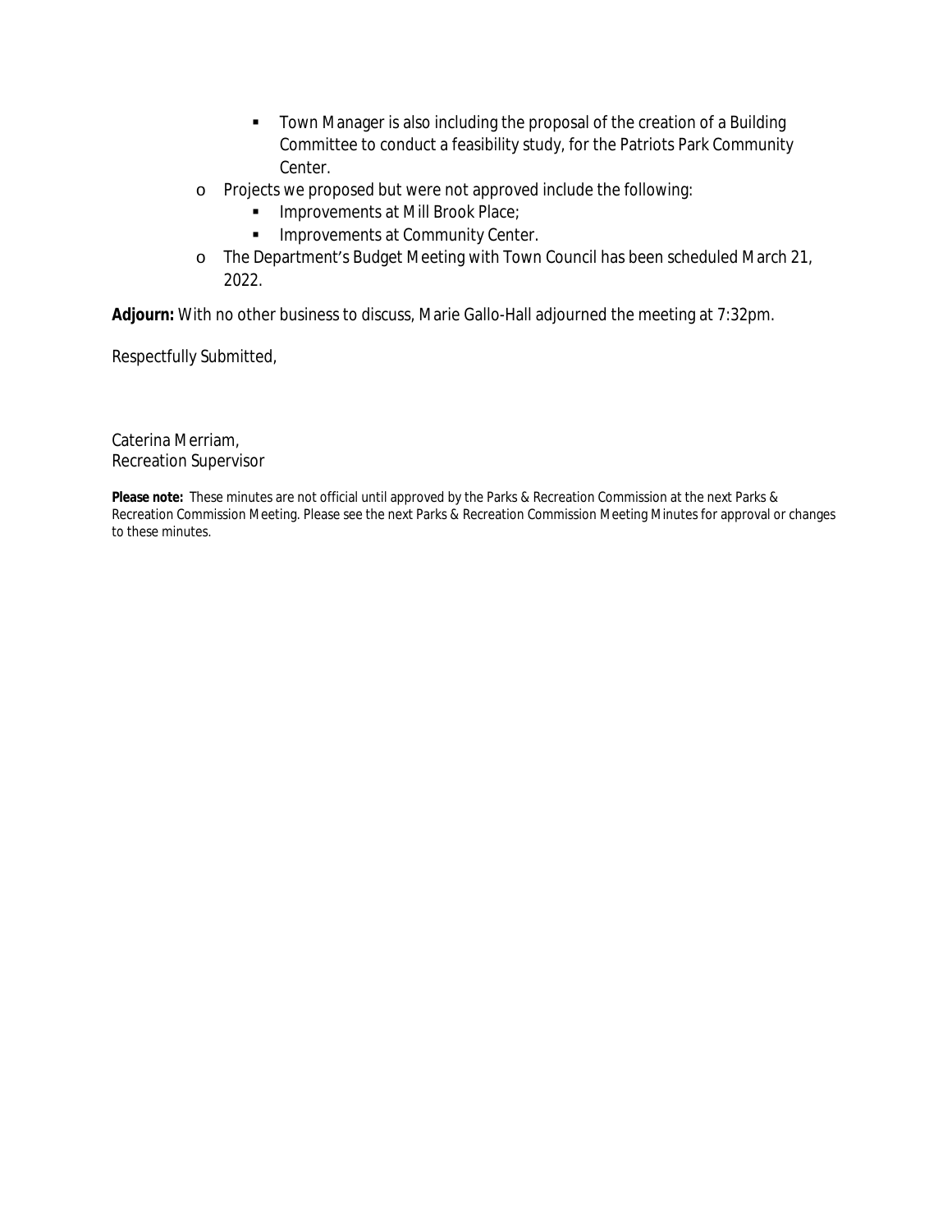- Town Manager is also including the proposal of the creation of a Building Committee to conduct a feasibility study, for the Patriots Park Community Center.
- Projects we proposed but were not approved include the following:
    - Improvements at Mill Brook Place;
    - Improvements at Community Center.
- The Department's Budget Meeting with Town Council has been scheduled March 21, 2022.

**Adjourn:** With no other business to discuss, Marie Gallo-Hall adjourned the meeting at 7:32pm.

Respectfully Submitted,

Caterina Merriam,
Recreation Supervisor

**Please note:** These minutes are not official until approved by the Parks & Recreation Commission at the next Parks & Recreation Commission Meeting. Please see the next Parks & Recreation Commission Meeting Minutes for approval or changes to these minutes.